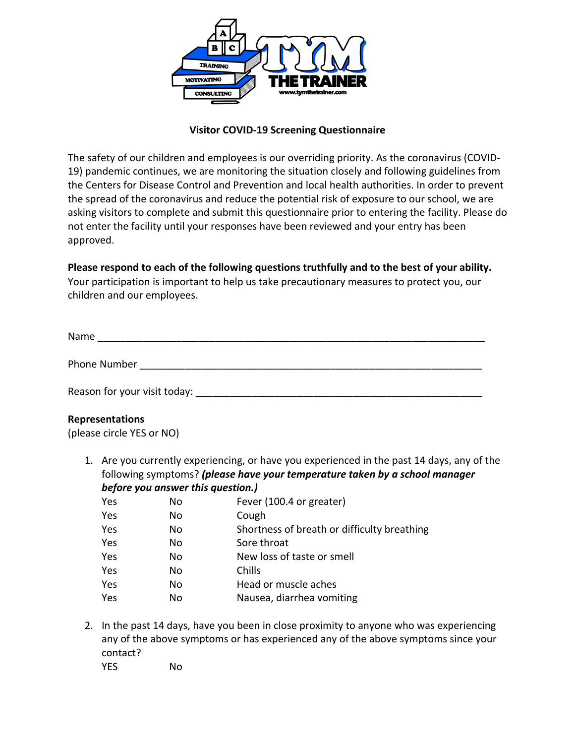TRAINING
MOTIVATING
CONSULTING

TYM THE TRAINER

www.tymthetrainer.com

**Visitor COVID-19 Screening Questionnaire**

The safety of our children and employees is our overriding priority. As the coronavirus (COVID-19) pandemic continues, we are monitoring the situation closely and following guidelines from the Centers for Disease Control and Prevention and local health authorities. In order to prevent the spread of the coronavirus and reduce the potential risk of exposure to our school, we are asking visitors to complete and submit this questionnaire prior to entering the facility. Please do not enter the facility until your responses have been reviewed and your entry has been approved.

**Please respond to each of the following questions truthfully and to the best of your ability.** Your participation is important to help us take precautionary measures to protect you, our children and our employees.

Name ______________________________________________________________________

Phone Number _______________________________________________________________

Reason for your visit today: __________________________________________________

**Representations**
(please circle YES or NO)

1. Are you currently experiencing, or have you experienced in the past 14 days, any of the following symptoms? ***(please have your temperature taken by a school manager before you answer this question.)***

| | | |
|---|---|---|
| Yes | No | Fever (100.4 or greater) |
| Yes | No | Cough |
| Yes | No | Shortness of breath or difficulty breathing |
| Yes | No | Sore throat |
| Yes | No | New loss of taste or smell |
| Yes | No | Chills |
| Yes | No | Head or muscle aches |
| Yes | No | Nausea, diarrhea vomiting |

2. In the past 14 days, have you been in close proximity to anyone who was experiencing any of the above symptoms or has experienced any of the above symptoms since your contact?

   YES No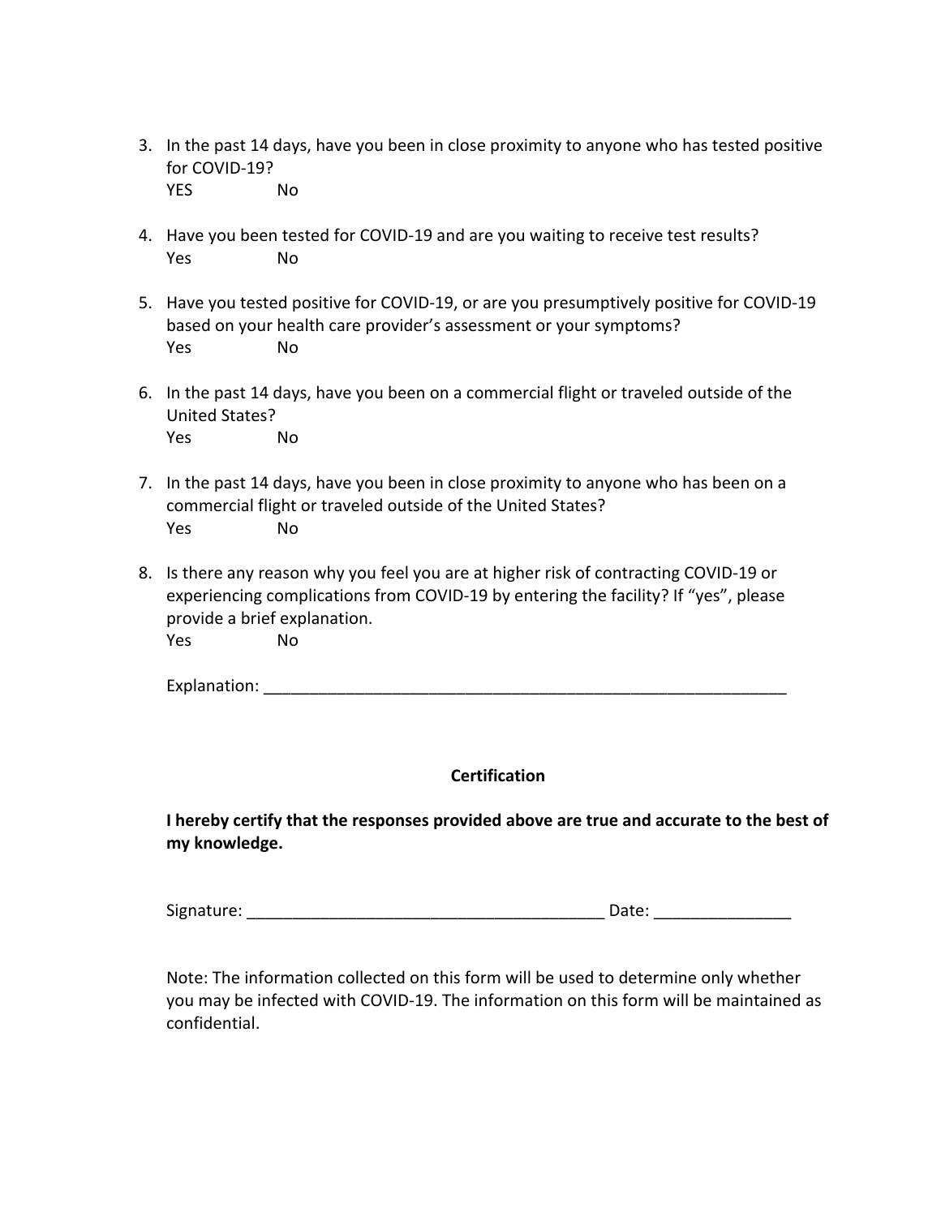3. In the past 14 days, have you been in close proximity to anyone who has tested positive for COVID-19?
   YES No

4. Have you been tested for COVID-19 and are you waiting to receive test results?
   Yes No

5. Have you tested positive for COVID-19, or are you presumptively positive for COVID-19 based on your health care provider's assessment or your symptoms?
   Yes No

6. In the past 14 days, have you been on a commercial flight or traveled outside of the United States?
   Yes No

7. In the past 14 days, have you been in close proximity to anyone who has been on a commercial flight or traveled outside of the United States?
   Yes No

8. Is there any reason why you feel you are at higher risk of contracting COVID-19 or experiencing complications from COVID-19 by entering the facility? If "yes", please provide a brief explanation.
   Yes No

   Explanation: ____________________________________________________________

**Certification**

**I hereby certify that the responses provided above are true and accurate to the best of my knowledge.**

Signature: _______________________________________ Date: _______________

Note: The information collected on this form will be used to determine only whether you may be infected with COVID-19. The information on this form will be maintained as confidential.